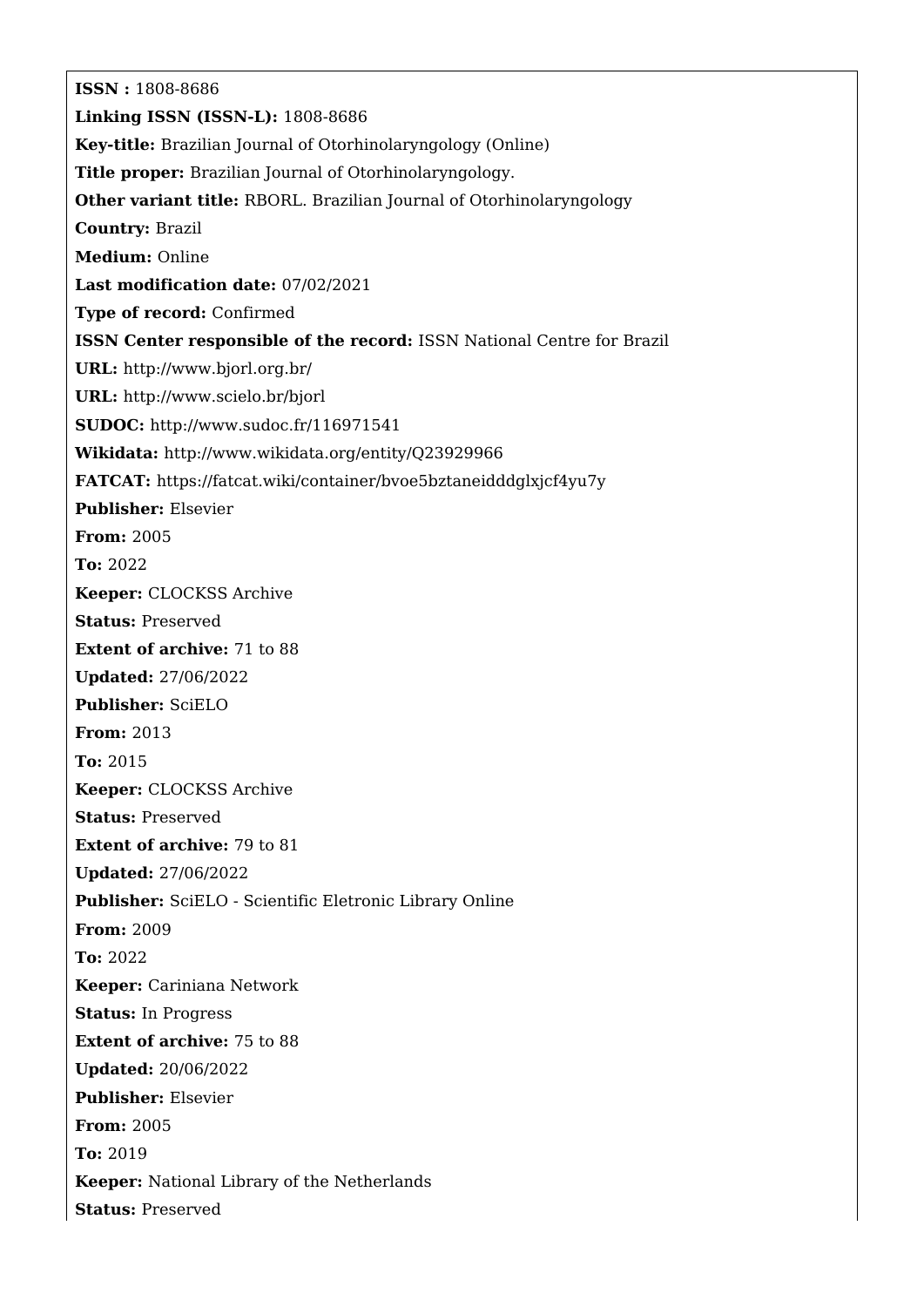**ISSN :** 1808-8686

**Linking ISSN (ISSN-L):** 1808-8686

**Key-title:** Brazilian Journal of Otorhinolaryngology (Online)

**Title proper:** Brazilian Journal of Otorhinolaryngology.

**Other variant title:** RBORL. Brazilian Journal of Otorhinolaryngology

**Country:** Brazil

**Medium:** Online

**Last modification date:** 07/02/2021

**Type of record:** Confirmed

**ISSN Center responsible of the record:** ISSN National Centre for Brazil

**URL:** http://www.bjorl.org.br/

**URL:** http://www.scielo.br/bjorl

**SUDOC:** http://www.sudoc.fr/116971541

**Wikidata:** http://www.wikidata.org/entity/Q23929966

**FATCAT:** https://fatcat.wiki/container/bvoe5bztaneidddglxjcf4yu7y

**Publisher:** Elsevier

**From:** 2005

**To:** 2022

**Keeper:** CLOCKSS Archive

**Status:** Preserved

**Extent of archive:** 71 to 88

**Updated:** 27/06/2022

**Publisher:** SciELO

**From:** 2013

**To:** 2015

**Keeper:** CLOCKSS Archive

**Status:** Preserved

**Extent of archive:** 79 to 81

**Updated:** 27/06/2022

**Publisher:** SciELO - Scientific Eletronic Library Online

**From:** 2009

**To:** 2022

**Keeper:** Cariniana Network

**Status:** In Progress

**Extent of archive:** 75 to 88

**Updated:** 20/06/2022

**Publisher:** Elsevier

**From:** 2005

**To:** 2019

**Keeper:** National Library of the Netherlands

**Status:** Preserved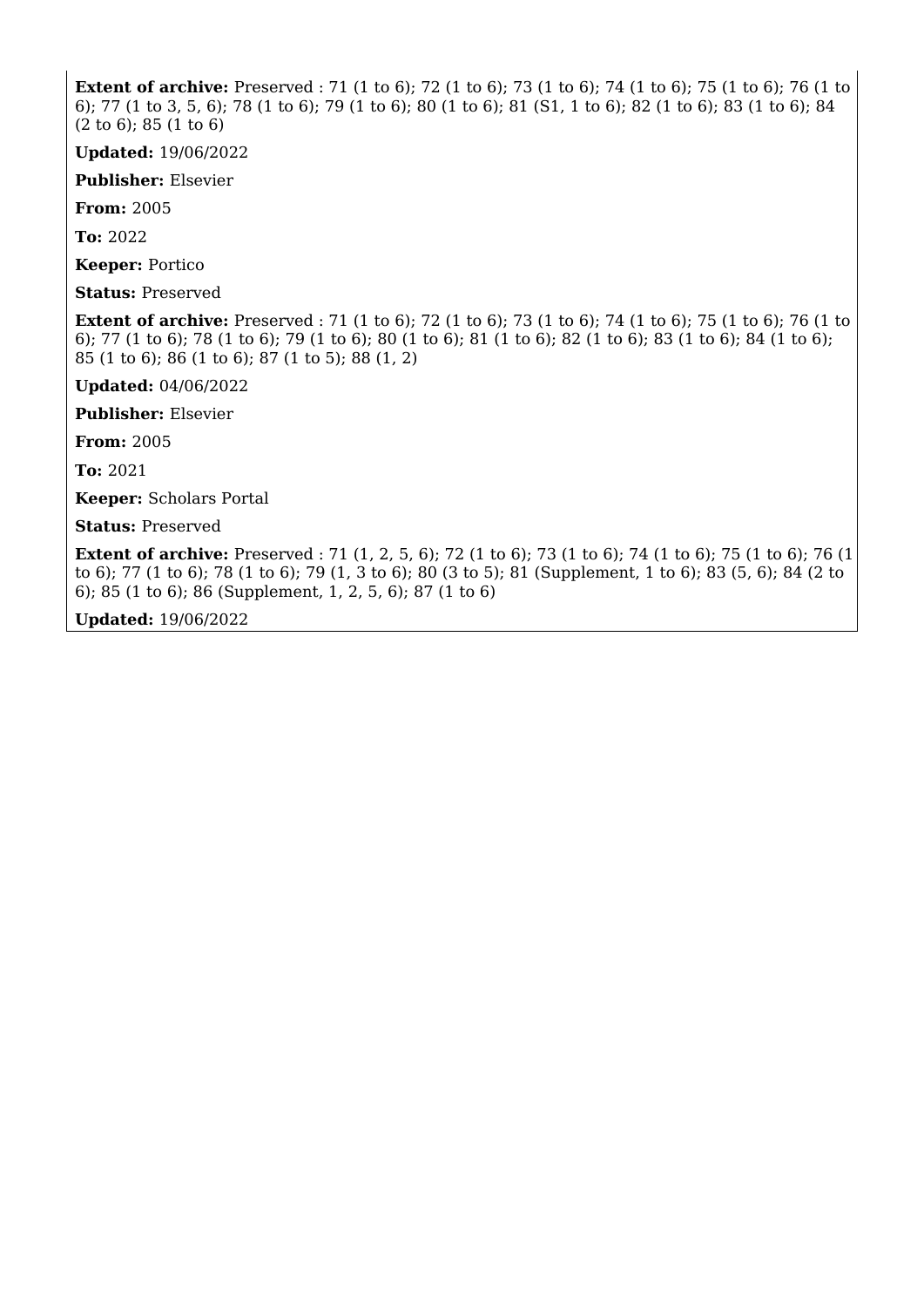**Extent of archive:** Preserved : 71 (1 to 6); 72 (1 to 6); 73 (1 to 6); 74 (1 to 6); 75 (1 to 6); 76 (1 to 6); 77 (1 to 3, 5, 6); 78 (1 to 6); 79 (1 to 6); 80 (1 to 6); 81 (S1, 1 to 6); 82 (1 to 6); 83 (1 to 6); 84 (2 to 6); 85 (1 to 6)

**Updated:** 19/06/2022

**Publisher:** Elsevier

**From:** 2005

**To:** 2022

**Keeper:** Portico

**Status:** Preserved

**Extent of archive:** Preserved : 71 (1 to 6); 72 (1 to 6); 73 (1 to 6); 74 (1 to 6); 75 (1 to 6); 76 (1 to 6); 77 (1 to 6); 78 (1 to 6); 79 (1 to 6); 80 (1 to 6); 81 (1 to 6); 82 (1 to 6); 83 (1 to 6); 84 (1 to 6); 85 (1 to 6); 86 (1 to 6); 87 (1 to 5); 88 (1, 2)

**Updated:** 04/06/2022

**Publisher:** Elsevier

**From:** 2005

**To:** 2021

**Keeper:** Scholars Portal

**Status:** Preserved

**Extent of archive:** Preserved : 71 (1, 2, 5, 6); 72 (1 to 6); 73 (1 to 6); 74 (1 to 6); 75 (1 to 6); 76 (1 to 6); 77 (1 to 6); 78 (1 to 6); 79 (1, 3 to 6); 80 (3 to 5); 81 (Supplement, 1 to 6); 83 (5, 6); 84 (2 to 6); 85 (1 to 6); 86 (Supplement, 1, 2, 5, 6); 87 (1 to 6)

**Updated:** 19/06/2022